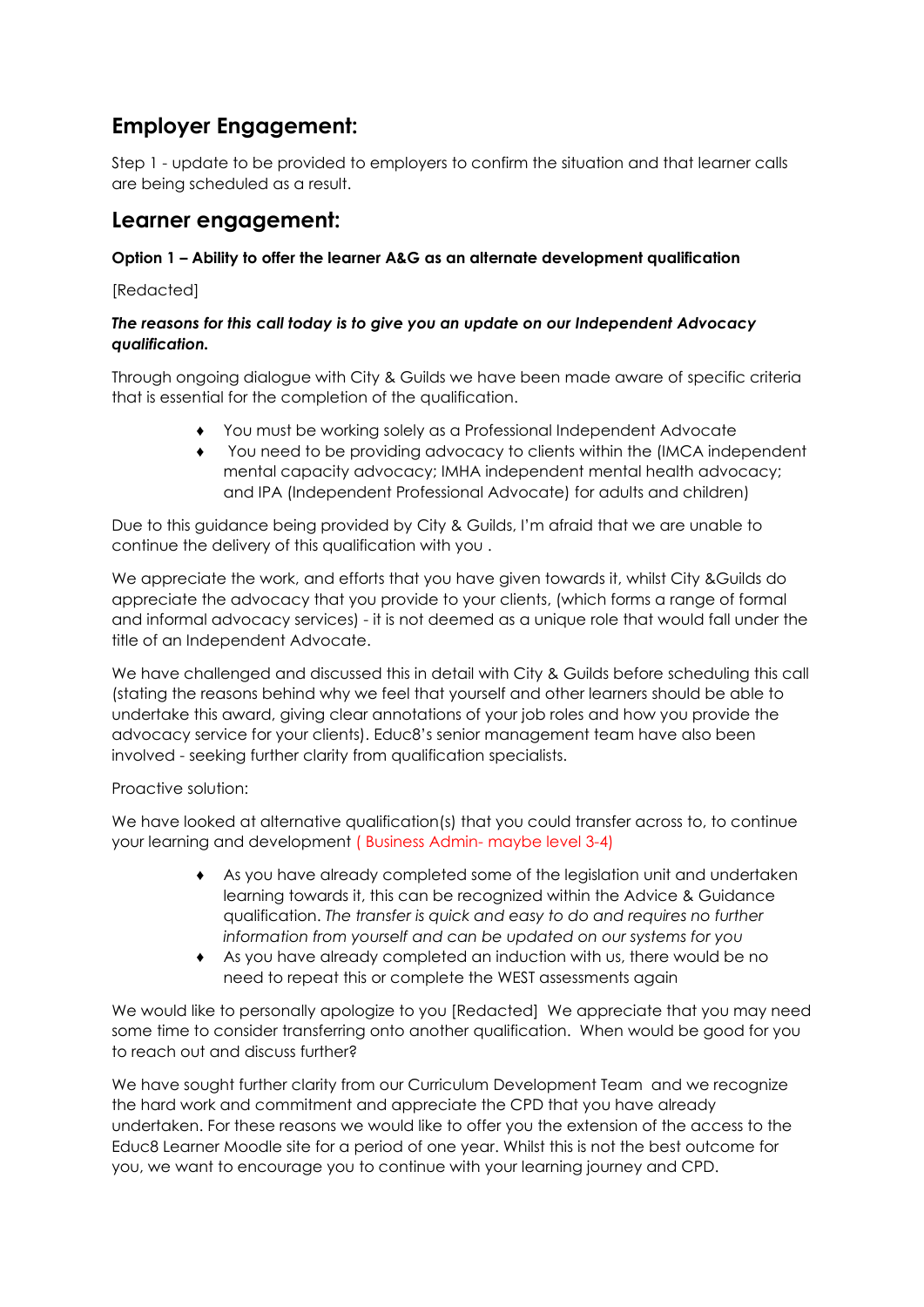## Employer Engagement:

Step 1 - update to be provided to employers to confirm the situation and that learner calls are being scheduled as a result.

## Learner engagement:

**Option 1 – Ability to offer the learner A&G as an alternate development qualification**

[Redacted]

***The reasons for this call today is to give you an update on our Independent Advocacy qualification.***

Through ongoing dialogue with City & Guilds we have been made aware of specific criteria that is essential for the completion of the qualification.

- You must be working solely as a Professional Independent Advocate
- You need to be providing advocacy to clients within the (IMCA independent mental capacity advocacy; IMHA independent mental health advocacy; and IPA (Independent Professional Advocate) for adults and children)

Due to this guidance being provided by City & Guilds, I'm afraid that we are unable to continue the delivery of this qualification with you .

We appreciate the work, and efforts that you have given towards it, whilst City &Guilds do appreciate the advocacy that you provide to your clients, (which forms a range of formal and informal advocacy services) - it is not deemed as a unique role that would fall under the title of an Independent Advocate.

We have challenged and discussed this in detail with City & Guilds before scheduling this call (stating the reasons behind why we feel that yourself and other learners should be able to undertake this award, giving clear annotations of your job roles and how you provide the advocacy service for your clients). Educ8's senior management team have also been involved - seeking further clarity from qualification specialists.

Proactive solution:

We have looked at alternative qualification(s) that you could transfer across to, to continue your learning and development ( Business Admin- maybe level 3-4)

- As you have already completed some of the legislation unit and undertaken learning towards it, this can be recognized within the Advice & Guidance qualification. *The transfer is quick and easy to do and requires no further information from yourself and can be updated on our systems for you*
- As you have already completed an induction with us, there would be no need to repeat this or complete the WEST assessments again

We would like to personally apologize to you [Redacted] We appreciate that you may need some time to consider transferring onto another qualification. When would be good for you to reach out and discuss further?

We have sought further clarity from our Curriculum Development Team and we recognize the hard work and commitment and appreciate the CPD that you have already undertaken. For these reasons we would like to offer you the extension of the access to the Educ8 Learner Moodle site for a period of one year. Whilst this is not the best outcome for you, we want to encourage you to continue with your learning journey and CPD.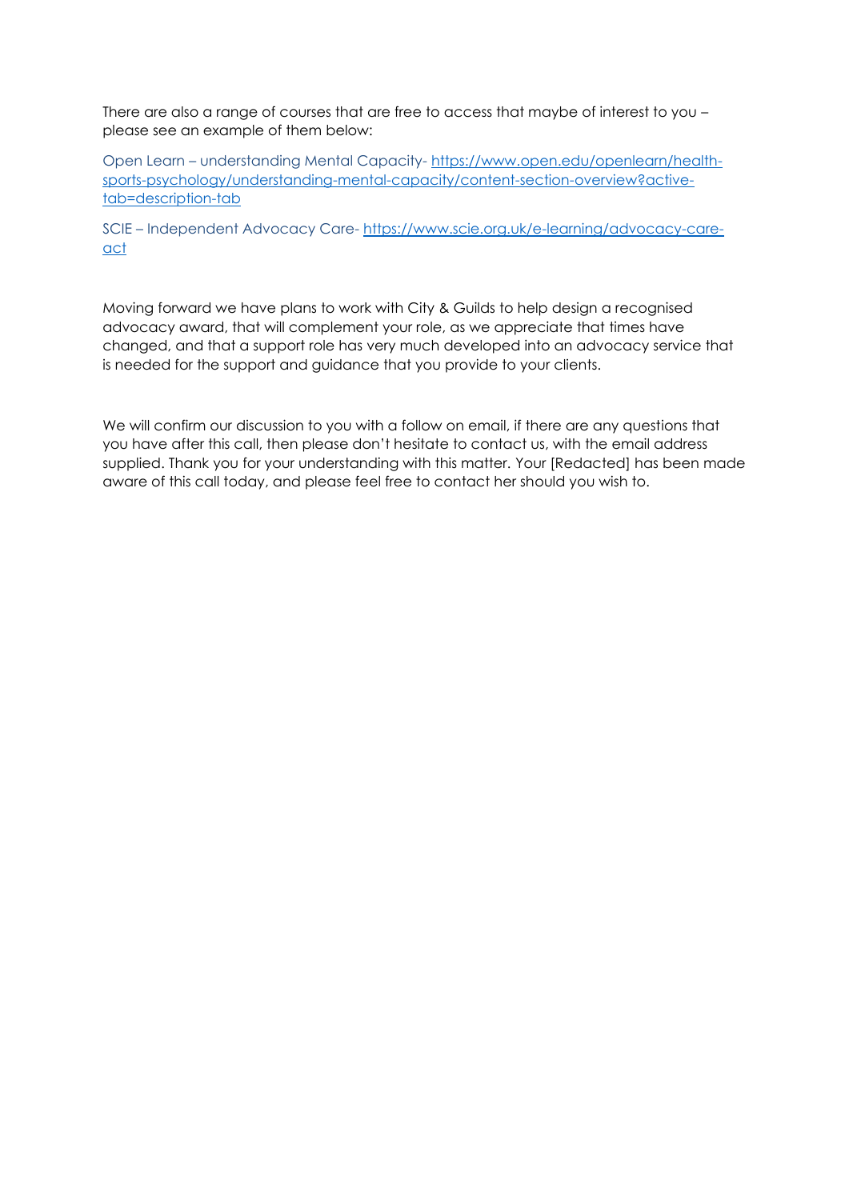There are also a range of courses that are free to access that maybe of interest to you – please see an example of them below:

Open Learn – understanding Mental Capacity- https://www.open.edu/openlearn/health-sports-psychology/understanding-mental-capacity/content-section-overview?active-tab=description-tab

SCIE – Independent Advocacy Care- https://www.scie.org.uk/e-learning/advocacy-care-act

Moving forward we have plans to work with City & Guilds to help design a recognised advocacy award, that will complement your role, as we appreciate that times have changed, and that a support role has very much developed into an advocacy service that is needed for the support and guidance that you provide to your clients.

We will confirm our discussion to you with a follow on email, if there are any questions that you have after this call, then please don't hesitate to contact us, with the email address supplied. Thank you for your understanding with this matter. Your [Redacted] has been made aware of this call today, and please feel free to contact her should you wish to.